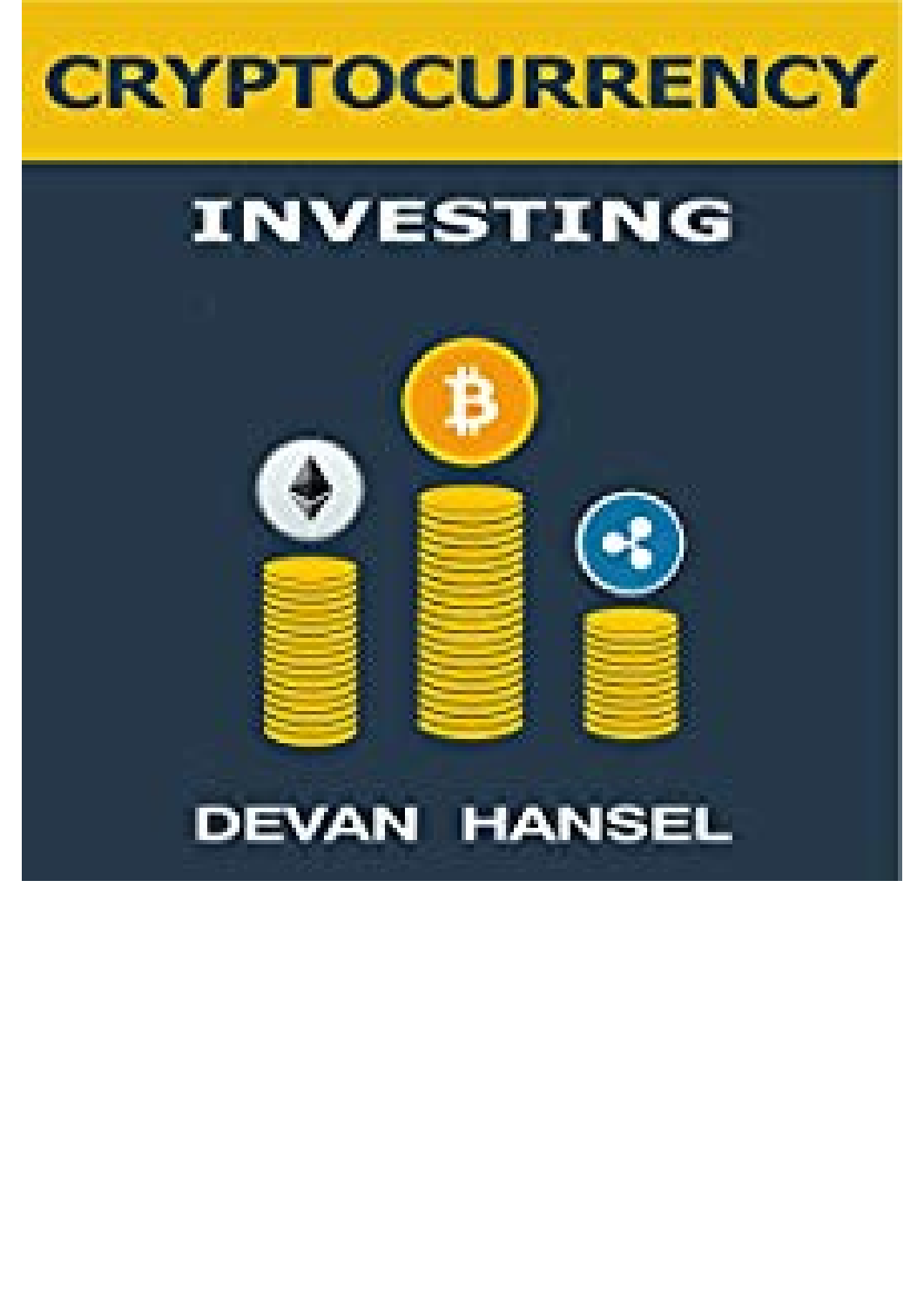# CRYPTOCURRENCY

## INVESTING

DEVAN HANSEL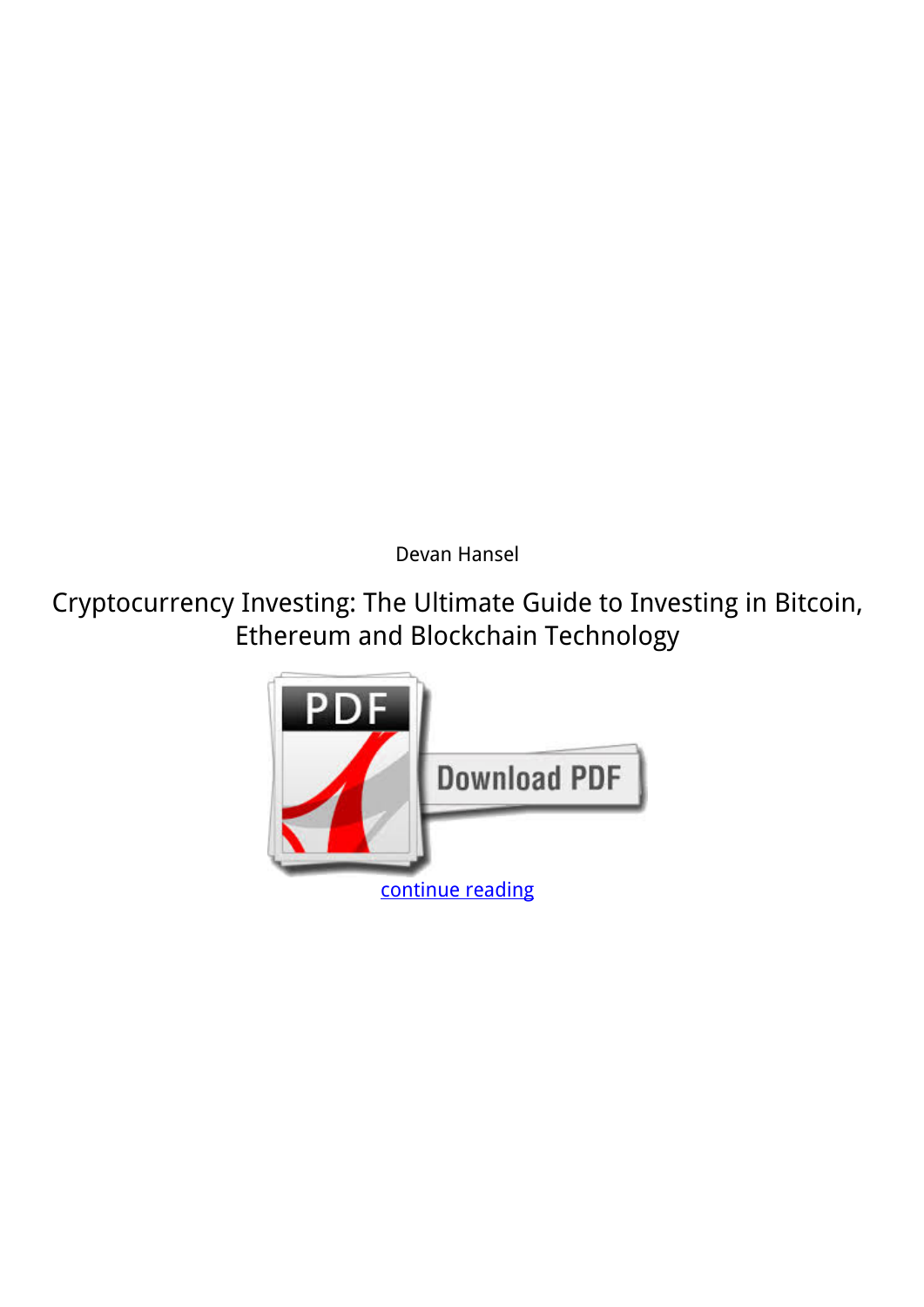Devan Hansel

Cryptocurrency Investing: The Ultimate Guide to Investing in Bitcoin, Ethereum and Blockchain Technology

continue reading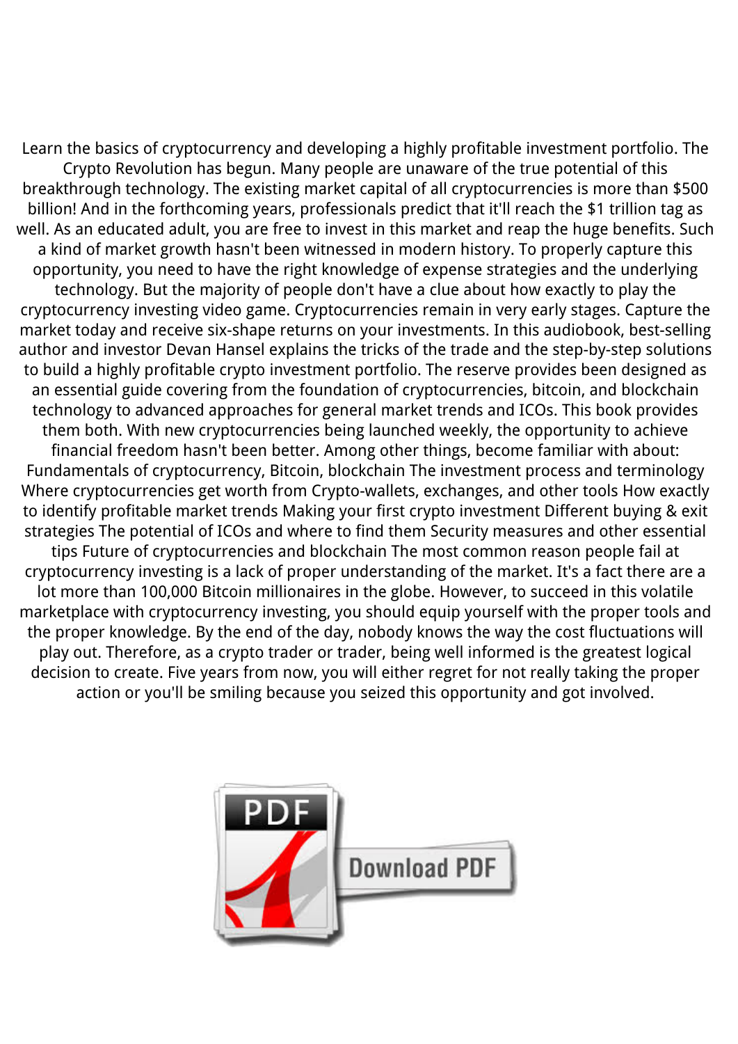Learn the basics of cryptocurrency and developing a highly profitable investment portfolio. The Crypto Revolution has begun. Many people are unaware of the true potential of this breakthrough technology. The existing market capital of all cryptocurrencies is more than $500 billion! And in the forthcoming years, professionals predict that it'll reach the $1 trillion tag as well. As an educated adult, you are free to invest in this market and reap the huge benefits. Such a kind of market growth hasn't been witnessed in modern history. To properly capture this opportunity, you need to have the right knowledge of expense strategies and the underlying technology. But the majority of people don't have a clue about how exactly to play the cryptocurrency investing video game. Cryptocurrencies remain in very early stages. Capture the market today and receive six-shape returns on your investments. In this audiobook, best-selling author and investor Devan Hansel explains the tricks of the trade and the step-by-step solutions to build a highly profitable crypto investment portfolio. The reserve provides been designed as an essential guide covering from the foundation of cryptocurrencies, bitcoin, and blockchain technology to advanced approaches for general market trends and ICOs. This book provides them both. With new cryptocurrencies being launched weekly, the opportunity to achieve financial freedom hasn't been better. Among other things, become familiar with about: Fundamentals of cryptocurrency, Bitcoin, blockchain The investment process and terminology Where cryptocurrencies get worth from Crypto-wallets, exchanges, and other tools How exactly to identify profitable market trends Making your first crypto investment Different buying & exit strategies The potential of ICOs and where to find them Security measures and other essential tips Future of cryptocurrencies and blockchain The most common reason people fail at cryptocurrency investing is a lack of proper understanding of the market. It's a fact there are a lot more than 100,000 Bitcoin millionaires in the globe. However, to succeed in this volatile marketplace with cryptocurrency investing, you should equip yourself with the proper tools and the proper knowledge. By the end of the day, nobody knows the way the cost fluctuations will play out. Therefore, as a crypto trader or trader, being well informed is the greatest logical decision to create. Five years from now, you will either regret for not really taking the proper action or you'll be smiling because you seized this opportunity and got involved.

PDF Download PDF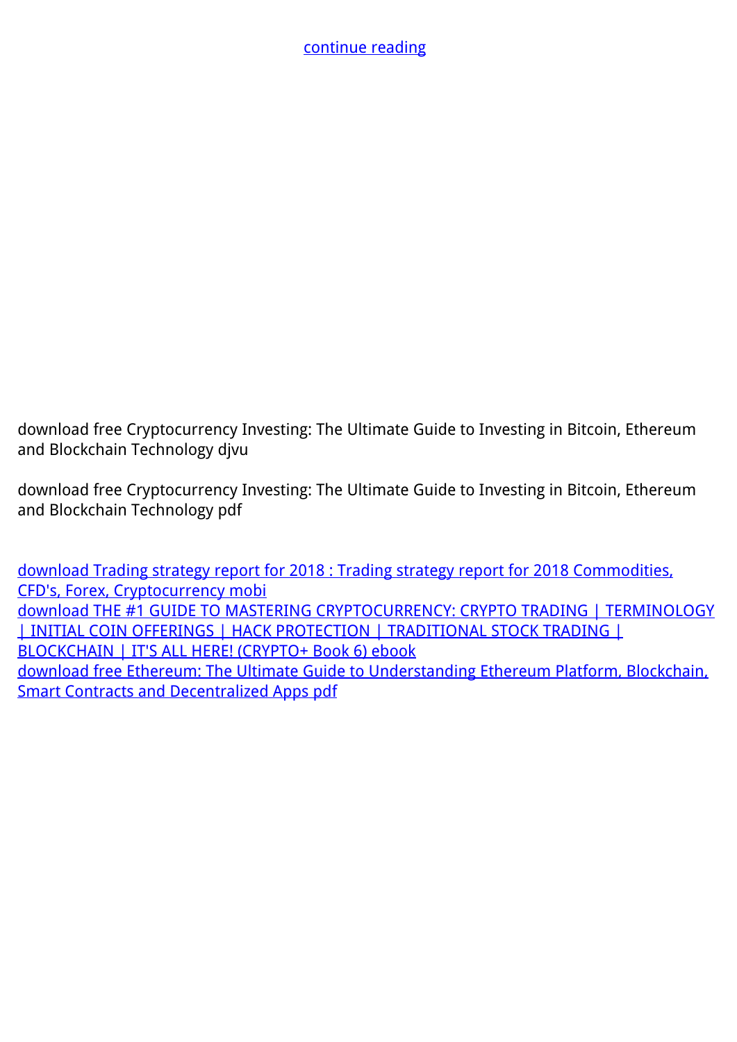continue reading

download free Cryptocurrency Investing: The Ultimate Guide to Investing in Bitcoin, Ethereum and Blockchain Technology djvu

download free Cryptocurrency Investing: The Ultimate Guide to Investing in Bitcoin, Ethereum and Blockchain Technology pdf

download Trading strategy report for 2018 : Trading strategy report for 2018 Commodities, CFD's, Forex, Cryptocurrency mobi
download THE #1 GUIDE TO MASTERING CRYPTOCURRENCY: CRYPTO TRADING | TERMINOLOGY | INITIAL COIN OFFERINGS | HACK PROTECTION | TRADITIONAL STOCK TRADING | BLOCKCHAIN | IT'S ALL HERE! (CRYPTO+ Book 6) ebook
download free Ethereum: The Ultimate Guide to Understanding Ethereum Platform, Blockchain, Smart Contracts and Decentralized Apps pdf